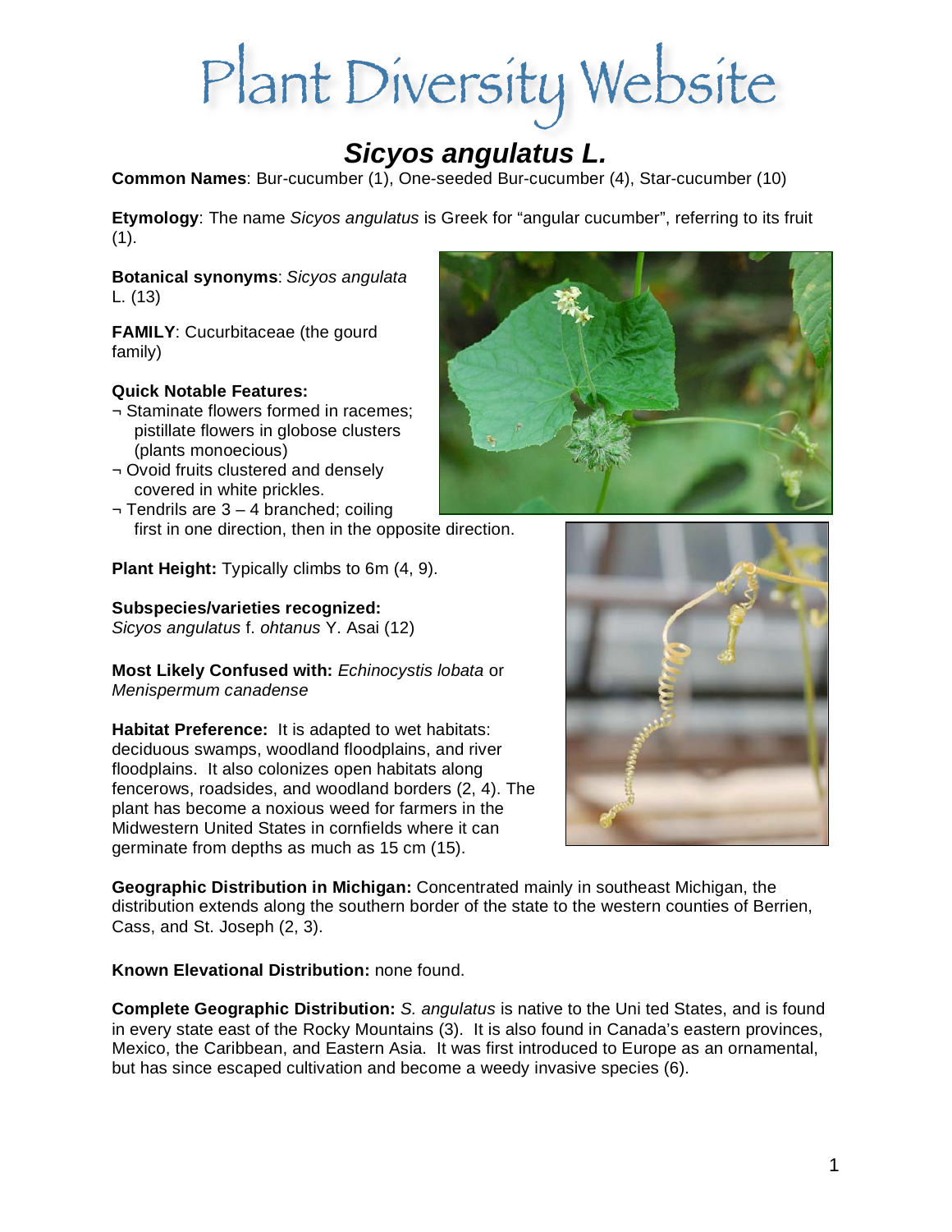# Plant Diversity Website

## *Sicyos angulatus* L.

**Common Names**: Bur-cucumber (1), One-seeded Bur-cucumber (4), Star-cucumber (10)

**Etymology**: The name *Sicyos angulatus* is Greek for "angular cucumber", referring to its fruit (1).

**Botanical synonyms**: *Sicyos angulata* L. (13)

**FAMILY**: Cucurbitaceae (the gourd family)

**Quick Notable Features:**

¬ Staminate flowers formed in racemes; pistillate flowers in globose clusters (plants monoecious)

¬ Ovoid fruits clustered and densely covered in white prickles.

¬ Tendrils are 3 – 4 branched; coiling first in one direction, then in the opposite direction.

**Plant Height:** Typically climbs to 6m (4, 9).

**Subspecies/varieties recognized:**
*Sicyos angulatus* f. *ohtanus* Y. Asai (12)

**Most Likely Confused with:** *Echinocystis lobata* or *Menispermum canadense*

**Habitat Preference:** It is adapted to wet habitats: deciduous swamps, woodland floodplains, and river floodplains. It also colonizes open habitats along fencerows, roadsides, and woodland borders (2, 4). The plant has become a noxious weed for farmers in the Midwestern United States in cornfields where it can germinate from depths as much as 15 cm (15).

**Geographic Distribution in Michigan:** Concentrated mainly in southeast Michigan, the distribution extends along the southern border of the state to the western counties of Berrien, Cass, and St. Joseph (2, 3).

**Known Elevational Distribution:** none found.

**Complete Geographic Distribution:** *S. angulatus* is native to the Uni ted States, and is found in every state east of the Rocky Mountains (3). It is also found in Canada's eastern provinces, Mexico, the Caribbean, and Eastern Asia. It was first introduced to Europe as an ornamental, but has since escaped cultivation and become a weedy invasive species (6).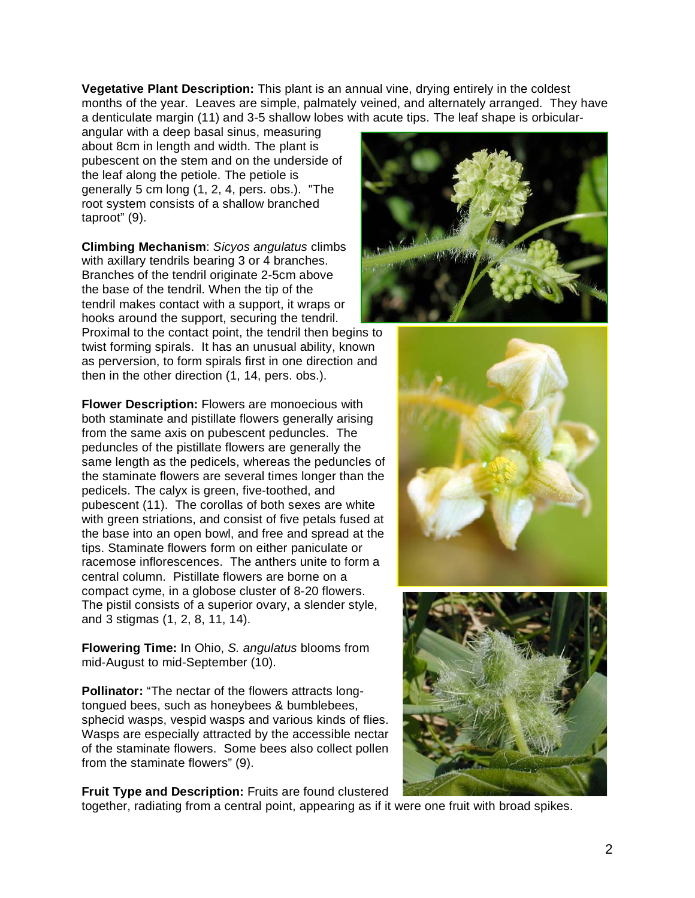**Vegetative Plant Description:** This plant is an annual vine, drying entirely in the coldest months of the year. Leaves are simple, palmately veined, and alternately arranged. They have a denticulate margin (11) and 3-5 shallow lobes with acute tips. The leaf shape is orbicular-angular with a deep basal sinus, measuring about 8cm in length and width. The plant is pubescent on the stem and on the underside of the leaf along the petiole. The petiole is generally 5 cm long (1, 2, 4, pers. obs.). "The root system consists of a shallow branched taproot" (9).

**Climbing Mechanism**: *Sicyos angulatus* climbs with axillary tendrils bearing 3 or 4 branches. Branches of the tendril originate 2-5cm above the base of the tendril. When the tip of the tendril makes contact with a support, it wraps or hooks around the support, securing the tendril. Proximal to the contact point, the tendril then begins to twist forming spirals. It has an unusual ability, known as perversion, to form spirals first in one direction and then in the other direction (1, 14, pers. obs.).

**Flower Description:** Flowers are monoecious with both staminate and pistillate flowers generally arising from the same axis on pubescent peduncles. The peduncles of the pistillate flowers are generally the same length as the pedicels, whereas the peduncles of the staminate flowers are several times longer than the pedicels. The calyx is green, five-toothed, and pubescent (11). The corollas of both sexes are white with green striations, and consist of five petals fused at the base into an open bowl, and free and spread at the tips. Staminate flowers form on either paniculate or racemose inflorescences. The anthers unite to form a central column. Pistillate flowers are borne on a compact cyme, in a globose cluster of 8-20 flowers. The pistil consists of a superior ovary, a slender style, and 3 stigmas (1, 2, 8, 11, 14).

**Flowering Time:** In Ohio, *S. angulatus* blooms from mid-August to mid-September (10).

**Pollinator:** "The nectar of the flowers attracts long-tongued bees, such as honeybees & bumblebees, sphecid wasps, vespid wasps and various kinds of flies. Wasps are especially attracted by the accessible nectar of the staminate flowers. Some bees also collect pollen from the staminate flowers" (9).

**Fruit Type and Description:** Fruits are found clustered together, radiating from a central point, appearing as if it were one fruit with broad spikes.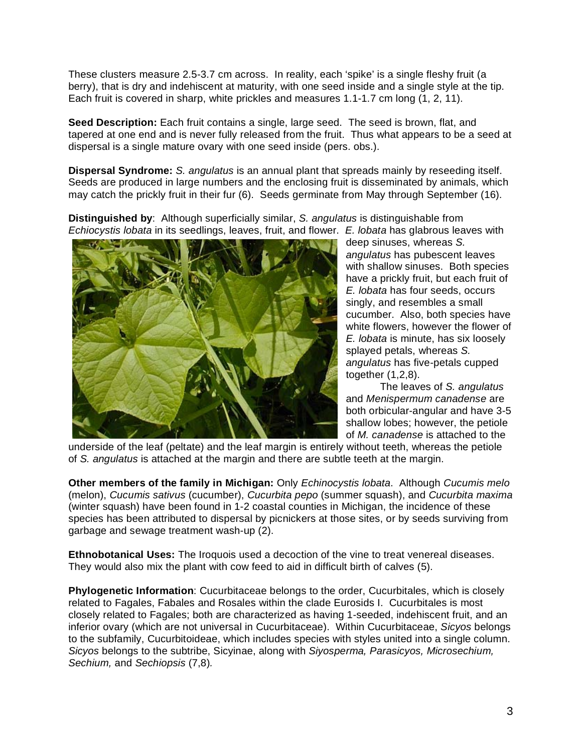These clusters measure 2.5-3.7 cm across. In reality, each 'spike' is a single fleshy fruit (a berry), that is dry and indehiscent at maturity, with one seed inside and a single style at the tip. Each fruit is covered in sharp, white prickles and measures 1.1-1.7 cm long (1, 2, 11).

**Seed Description:** Each fruit contains a single, large seed. The seed is brown, flat, and tapered at one end and is never fully released from the fruit. Thus what appears to be a seed at dispersal is a single mature ovary with one seed inside (pers. obs.).

**Dispersal Syndrome:** *S. angulatus* is an annual plant that spreads mainly by reseeding itself. Seeds are produced in large numbers and the enclosing fruit is disseminated by animals, which may catch the prickly fruit in their fur (6). Seeds germinate from May through September (16).

**Distinguished by**: Although superficially similar, *S. angulatus* is distinguishable from *Echiocystis lobata* in its seedlings, leaves, fruit, and flower. *E. lobata* has glabrous leaves with deep sinuses, whereas *S. angulatus* has pubescent leaves with shallow sinuses. Both species have a prickly fruit, but each fruit of *E. lobata* has four seeds, occurs singly, and resembles a small cucumber. Also, both species have white flowers, however the flower of *E. lobata* is minute, has six loosely splayed petals, whereas *S. angulatus* has five-petals cupped together (1,2,8).

The leaves of *S. angulatus* and *Menispermum canadense* are both orbicular-angular and have 3-5 shallow lobes; however, the petiole of *M. canadense* is attached to the underside of the leaf (peltate) and the leaf margin is entirely without teeth, whereas the petiole of *S. angulatus* is attached at the margin and there are subtle teeth at the margin.

**Other members of the family in Michigan:** Only *Echinocystis lobata*. Although *Cucumis melo* (melon), *Cucumis sativus* (cucumber), *Cucurbita pepo* (summer squash), and *Cucurbita maxima* (winter squash) have been found in 1-2 coastal counties in Michigan, the incidence of these species has been attributed to dispersal by picnickers at those sites, or by seeds surviving from garbage and sewage treatment wash-up (2).

**Ethnobotanical Uses:** The Iroquois used a decoction of the vine to treat venereal diseases. They would also mix the plant with cow feed to aid in difficult birth of calves (5).

**Phylogenetic Information**: Cucurbitaceae belongs to the order, Cucurbitales, which is closely related to Fagales, Fabales and Rosales within the clade Eurosids I. Cucurbitales is most closely related to Fagales; both are characterized as having 1-seeded, indehiscent fruit, and an inferior ovary (which are not universal in Cucurbitaceae). Within Cucurbitaceae, *Sicyos* belongs to the subfamily, Cucurbitoideae, which includes species with styles united into a single column. *Sicyos* belongs to the subtribe, Sicyinae, along with *Siyosperma, Parasicyos, Microsechium, Sechium,* and *Sechiopsis* (7,8).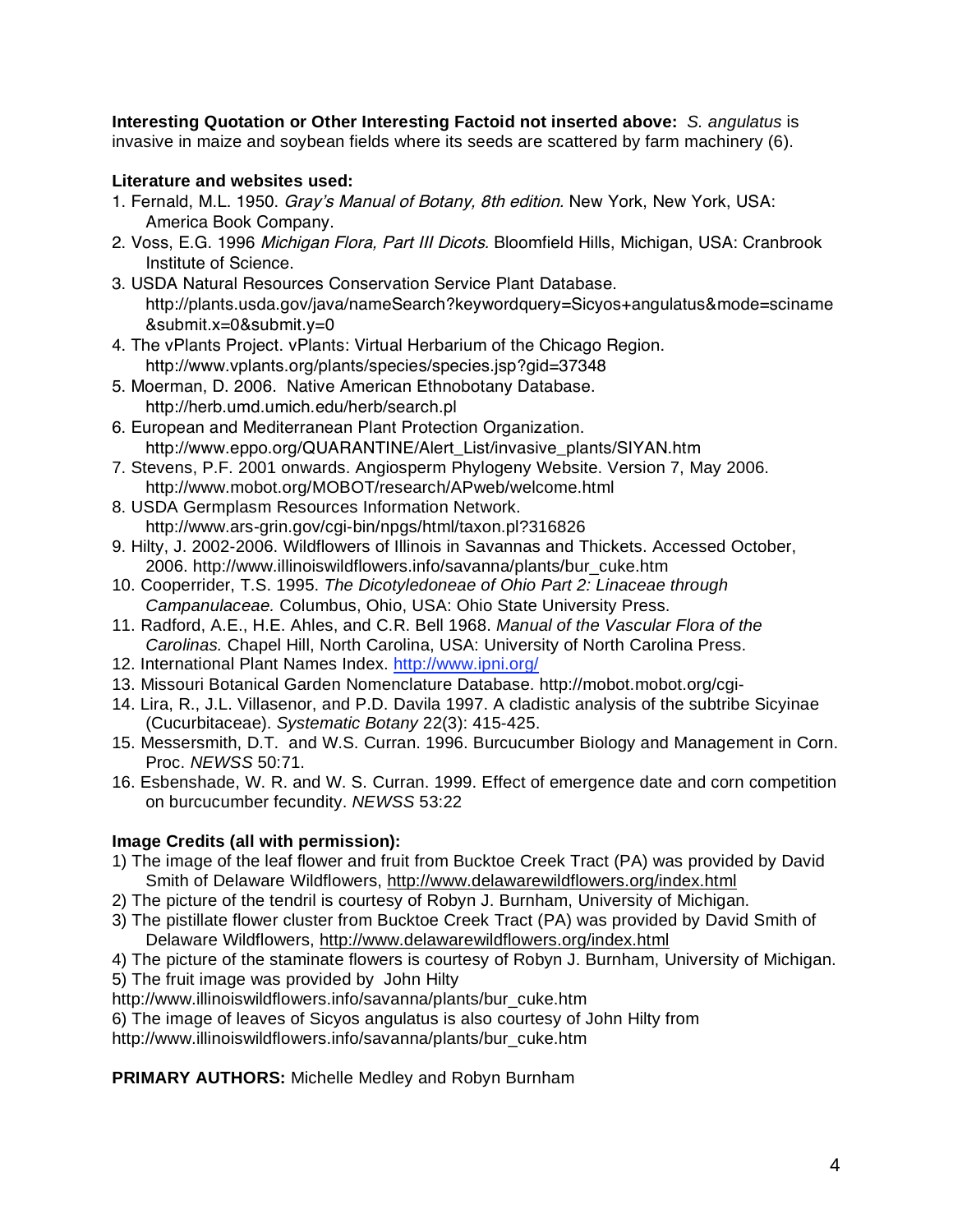**Interesting Quotation or Other Interesting Factoid not inserted above:** *S. angulatus* is invasive in maize and soybean fields where its seeds are scattered by farm machinery (6).

**Literature and websites used:**

1. Fernald, M.L. 1950. *Gray's Manual of Botany, 8th edition.* New York, New York, USA: America Book Company.
2. Voss, E.G. 1996 *Michigan Flora, Part III Dicots.* Bloomfield Hills, Michigan, USA: Cranbrook Institute of Science.
3. USDA Natural Resources Conservation Service Plant Database. http://plants.usda.gov/java/nameSearch?keywordquery=Sicyos+angulatus&mode=sciname&submit.x=0&submit.y=0
4. The vPlants Project. vPlants: Virtual Herbarium of the Chicago Region. http://www.vplants.org/plants/species/species.jsp?gid=37348
5. Moerman, D. 2006. Native American Ethnobotany Database. http://herb.umd.umich.edu/herb/search.pl
6. European and Mediterranean Plant Protection Organization. http://www.eppo.org/QUARANTINE/Alert_List/invasive_plants/SIYAN.htm
7. Stevens, P.F. 2001 onwards. Angiosperm Phylogeny Website. Version 7, May 2006. http://www.mobot.org/MOBOT/research/APweb/welcome.html
8. USDA Germplasm Resources Information Network. http://www.ars-grin.gov/cgi-bin/npgs/html/taxon.pl?316826
9. Hilty, J. 2002-2006. Wildflowers of Illinois in Savannas and Thickets. Accessed October, 2006. http://www.illinoiswildflowers.info/savanna/plants/bur_cuke.htm
10. Cooperrider, T.S. 1995. *The Dicotyledoneae of Ohio Part 2: Linaceae through Campanulaceae.* Columbus, Ohio, USA: Ohio State University Press.
11. Radford, A.E., H.E. Ahles, and C.R. Bell 1968. *Manual of the Vascular Flora of the Carolinas.* Chapel Hill, North Carolina, USA: University of North Carolina Press.
12. International Plant Names Index. http://www.ipni.org/
13. Missouri Botanical Garden Nomenclature Database. http://mobot.mobot.org/cgi-
14. Lira, R., J.L. Villasenor, and P.D. Davila 1997. A cladistic analysis of the subtribe Sicyinae (Cucurbitaceae). *Systematic Botany* 22(3): 415-425.
15. Messersmith, D.T. and W.S. Curran. 1996. Burcucumber Biology and Management in Corn. Proc. *NEWSS* 50:71.
16. Esbenshade, W. R. and W. S. Curran. 1999. Effect of emergence date and corn competition on burcucumber fecundity. *NEWSS* 53:22

**Image Credits (all with permission):**

1) The image of the leaf flower and fruit from Bucktoe Creek Tract (PA) was provided by David Smith of Delaware Wildflowers, http://www.delawarewildflowers.org/index.html
2) The picture of the tendril is courtesy of Robyn J. Burnham, University of Michigan.
3) The pistillate flower cluster from Bucktoe Creek Tract (PA) was provided by David Smith of Delaware Wildflowers, http://www.delawarewildflowers.org/index.html
4) The picture of the staminate flowers is courtesy of Robyn J. Burnham, University of Michigan.
5) The fruit image was provided by John Hilty http://www.illinoiswildflowers.info/savanna/plants/bur_cuke.htm
6) The image of leaves of Sicyos angulatus is also courtesy of John Hilty from http://www.illinoiswildflowers.info/savanna/plants/bur_cuke.htm

**PRIMARY AUTHORS:** Michelle Medley and Robyn Burnham